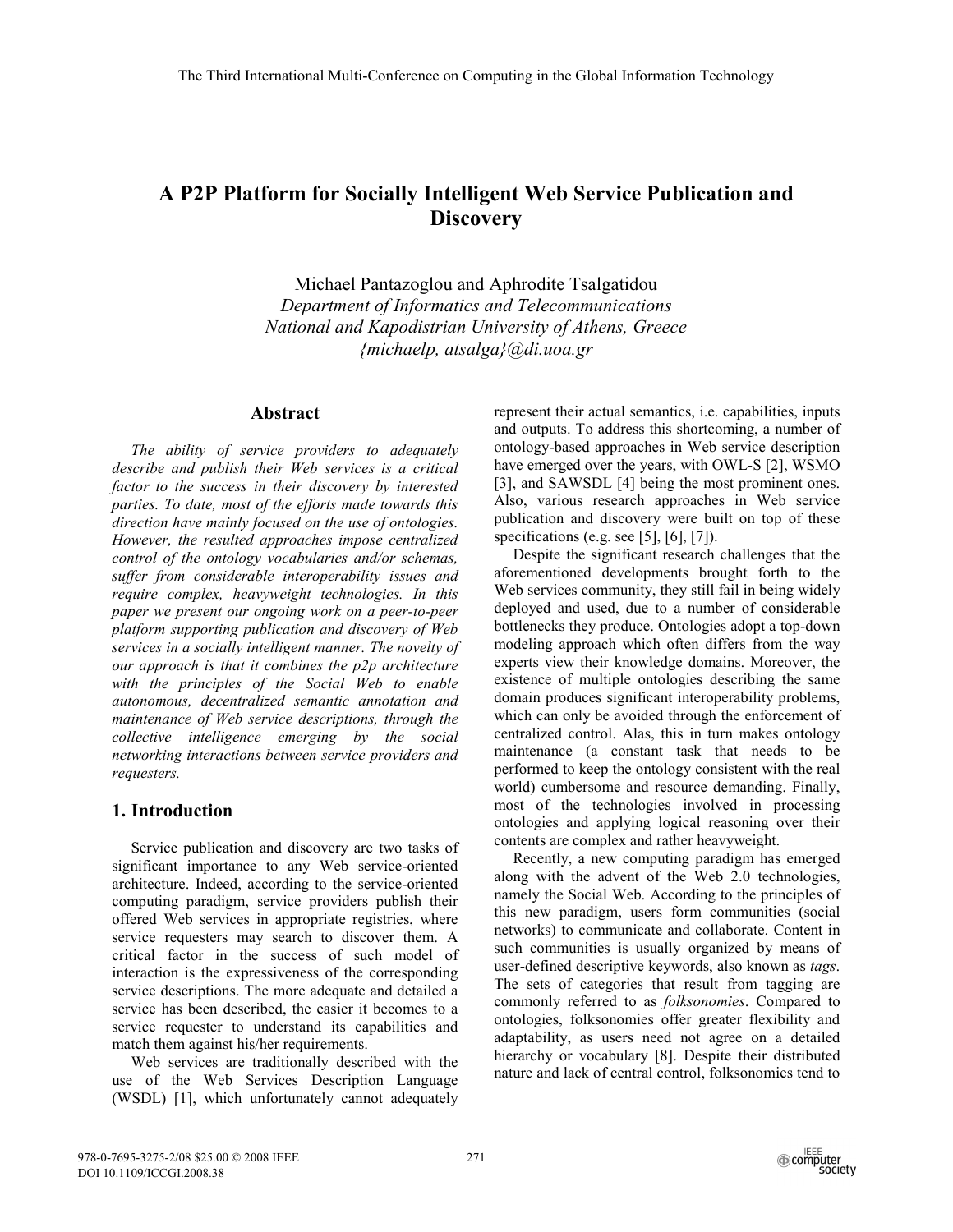# A P2P Platform for Socially Intelligent Web Service Publication and Discovery

Michael Pantazoglou and Aphrodite Tsalgatidou
*Department of Informatics and Telecommunications*
*National and Kapodistrian University of Athens, Greece*
*{michaelp, atsalga}@di.uoa.gr*

## Abstract

*The ability of service providers to adequately describe and publish their Web services is a critical factor to the success in their discovery by interested parties. To date, most of the efforts made towards this direction have mainly focused on the use of ontologies. However, the resulted approaches impose centralized control of the ontology vocabularies and/or schemas, suffer from considerable interoperability issues and require complex, heavyweight technologies. In this paper we present our ongoing work on a peer-to-peer platform supporting publication and discovery of Web services in a socially intelligent manner. The novelty of our approach is that it combines the p2p architecture with the principles of the Social Web to enable autonomous, decentralized semantic annotation and maintenance of Web service descriptions, through the collective intelligence emerging by the social networking interactions between service providers and requesters.*

## 1. Introduction

Service publication and discovery are two tasks of significant importance to any Web service-oriented architecture. Indeed, according to the service-oriented computing paradigm, service providers publish their offered Web services in appropriate registries, where service requesters may search to discover them. A critical factor in the success of such model of interaction is the expressiveness of the corresponding service descriptions. The more adequate and detailed a service has been described, the easier it becomes to a service requester to understand its capabilities and match them against his/her requirements.

Web services are traditionally described with the use of the Web Services Description Language (WSDL) [1], which unfortunately cannot adequately represent their actual semantics, i.e. capabilities, inputs and outputs. To address this shortcoming, a number of ontology-based approaches in Web service description have emerged over the years, with OWL-S [2], WSMO [3], and SAWSDL [4] being the most prominent ones. Also, various research approaches in Web service publication and discovery were built on top of these specifications (e.g. see [5], [6], [7]).

Despite the significant research challenges that the aforementioned developments brought forth to the Web services community, they still fail in being widely deployed and used, due to a number of considerable bottlenecks they produce. Ontologies adopt a top-down modeling approach which often differs from the way experts view their knowledge domains. Moreover, the existence of multiple ontologies describing the same domain produces significant interoperability problems, which can only be avoided through the enforcement of centralized control. Alas, this in turn makes ontology maintenance (a constant task that needs to be performed to keep the ontology consistent with the real world) cumbersome and resource demanding. Finally, most of the technologies involved in processing ontologies and applying logical reasoning over their contents are complex and rather heavyweight.

Recently, a new computing paradigm has emerged along with the advent of the Web 2.0 technologies, namely the Social Web. According to the principles of this new paradigm, users form communities (social networks) to communicate and collaborate. Content in such communities is usually organized by means of user-defined descriptive keywords, also known as *tags*. The sets of categories that result from tagging are commonly referred to as *folksonomies*. Compared to ontologies, folksonomies offer greater flexibility and adaptability, as users need not agree on a detailed hierarchy or vocabulary [8]. Despite their distributed nature and lack of central control, folksonomies tend to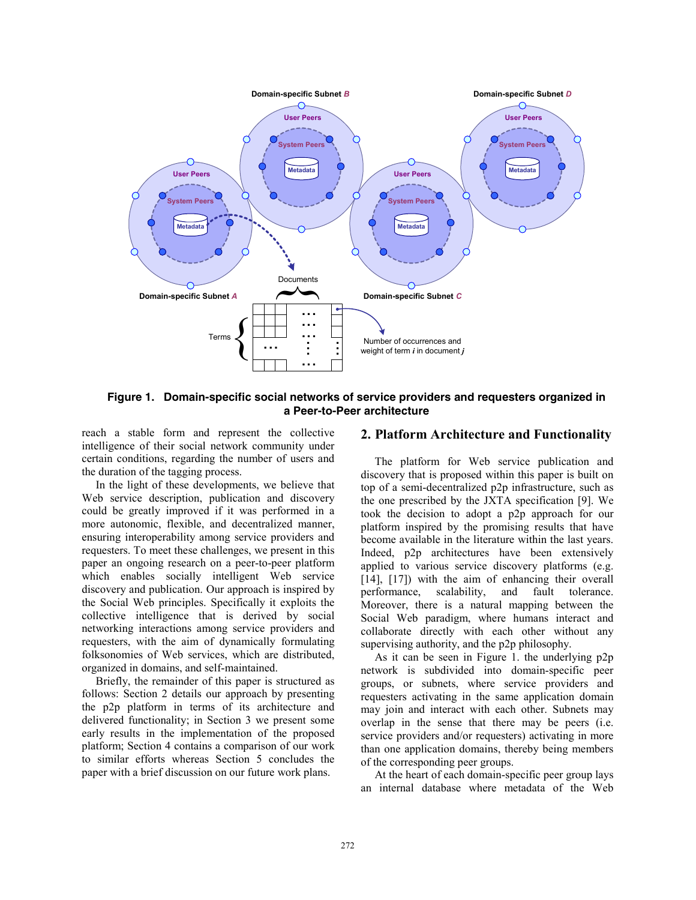**Figure 1. Domain-specific social networks of service providers and requesters organized in a Peer-to-Peer architecture**

reach a stable form and represent the collective intelligence of their social network community under certain conditions, regarding the number of users and the duration of the tagging process.

In the light of these developments, we believe that Web service description, publication and discovery could be greatly improved if it was performed in a more autonomic, flexible, and decentralized manner, ensuring interoperability among service providers and requesters. To meet these challenges, we present in this paper an ongoing research on a peer-to-peer platform which enables socially intelligent Web service discovery and publication. Our approach is inspired by the Social Web principles. Specifically it exploits the collective intelligence that is derived by social networking interactions among service providers and requesters, with the aim of dynamically formulating folksonomies of Web services, which are distributed, organized in domains, and self-maintained.

Briefly, the remainder of this paper is structured as follows: Section 2 details our approach by presenting the p2p platform in terms of its architecture and delivered functionality; in Section 3 we present some early results in the implementation of the proposed platform; Section 4 contains a comparison of our work to similar efforts whereas Section 5 concludes the paper with a brief discussion on our future work plans.

## 2. Platform Architecture and Functionality

The platform for Web service publication and discovery that is proposed within this paper is built on top of a semi-decentralized p2p infrastructure, such as the one prescribed by the JXTA specification [9]. We took the decision to adopt a p2p approach for our platform inspired by the promising results that have become available in the literature within the last years. Indeed, p2p architectures have been extensively applied to various service discovery platforms (e.g. [14], [17]) with the aim of enhancing their overall performance, scalability, and fault tolerance. Moreover, there is a natural mapping between the Social Web paradigm, where humans interact and collaborate directly with each other without any supervising authority, and the p2p philosophy.

As it can be seen in Figure 1. the underlying p2p network is subdivided into domain-specific peer groups, or subnets, where service providers and requesters activating in the same application domain may join and interact with each other. Subnets may overlap in the sense that there may be peers (i.e. service providers and/or requesters) activating in more than one application domains, thereby being members of the corresponding peer groups.

At the heart of each domain-specific peer group lays an internal database where metadata of the Web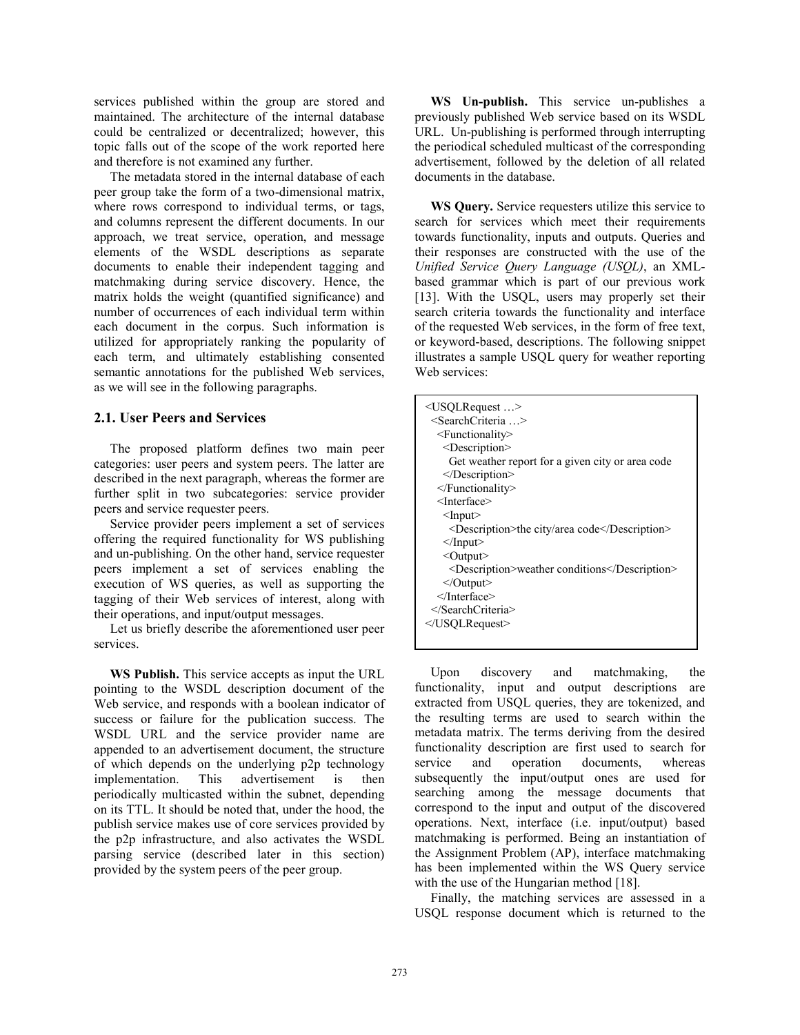services published within the group are stored and maintained. The architecture of the internal database could be centralized or decentralized; however, this topic falls out of the scope of the work reported here and therefore is not examined any further.

The metadata stored in the internal database of each peer group take the form of a two-dimensional matrix, where rows correspond to individual terms, or tags, and columns represent the different documents. In our approach, we treat service, operation, and message elements of the WSDL descriptions as separate documents to enable their independent tagging and matchmaking during service discovery. Hence, the matrix holds the weight (quantified significance) and number of occurrences of each individual term within each document in the corpus. Such information is utilized for appropriately ranking the popularity of each term, and ultimately establishing consented semantic annotations for the published Web services, as we will see in the following paragraphs.

### 2.1. User Peers and Services

The proposed platform defines two main peer categories: user peers and system peers. The latter are described in the next paragraph, whereas the former are further split in two subcategories: service provider peers and service requester peers.

Service provider peers implement a set of services offering the required functionality for WS publishing and un-publishing. On the other hand, service requester peers implement a set of services enabling the execution of WS queries, as well as supporting the tagging of their Web services of interest, along with their operations, and input/output messages.

Let us briefly describe the aforementioned user peer services.

**WS Publish.** This service accepts as input the URL pointing to the WSDL description document of the Web service, and responds with a boolean indicator of success or failure for the publication success. The WSDL URL and the service provider name are appended to an advertisement document, the structure of which depends on the underlying p2p technology implementation. This advertisement is then periodically multicasted within the subnet, depending on its TTL. It should be noted that, under the hood, the publish service makes use of core services provided by the p2p infrastructure, and also activates the WSDL parsing service (described later in this section) provided by the system peers of the peer group.

**WS Un-publish.** This service un-publishes a previously published Web service based on its WSDL URL. Un-publishing is performed through interrupting the periodical scheduled multicast of the corresponding advertisement, followed by the deletion of all related documents in the database.

**WS Query.** Service requesters utilize this service to search for services which meet their requirements towards functionality, inputs and outputs. Queries and their responses are constructed with the use of the *Unified Service Query Language (USQL)*, an XML-based grammar which is part of our previous work [13]. With the USQL, users may properly set their search criteria towards the functionality and interface of the requested Web services, in the form of free text, or keyword-based, descriptions. The following snippet illustrates a sample USQL query for weather reporting Web services:

```
<USQLRequest …>
 <SearchCriteria …>
  <Functionality>
   <Description>
    Get weather report for a given city or area code
   </Description>
  </Functionality>
  <Interface>
   <Input>
    <Description>the city/area code</Description>
   </Input>
   <Output>
    <Description>weather conditions</Description>
   </Output>
  </Interface>
 </SearchCriteria>
</USQLRequest>
```

Upon discovery and matchmaking, the functionality, input and output descriptions are extracted from USQL queries, they are tokenized, and the resulting terms are used to search within the metadata matrix. The terms deriving from the desired functionality description are first used to search for service and operation documents, whereas subsequently the input/output ones are used for searching among the message documents that correspond to the input and output of the discovered operations. Next, interface (i.e. input/output) based matchmaking is performed. Being an instantiation of the Assignment Problem (AP), interface matchmaking has been implemented within the WS Query service with the use of the Hungarian method [18].

Finally, the matching services are assessed in a USQL response document which is returned to the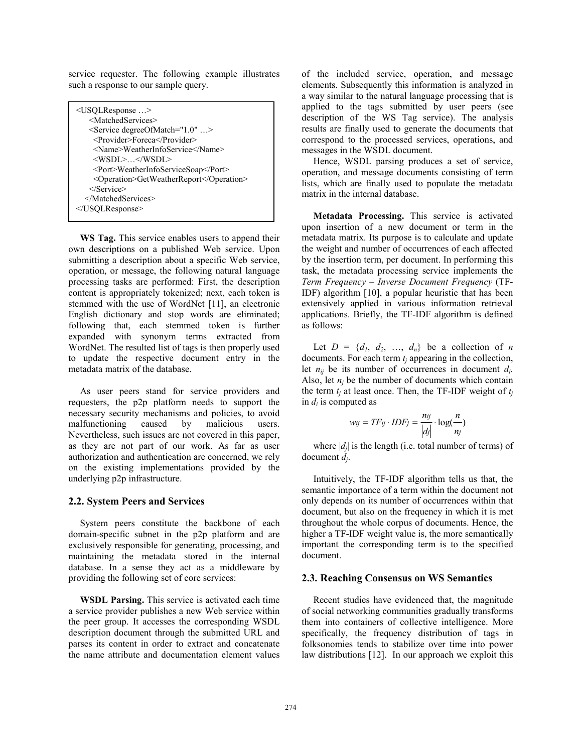service requester. The following example illustrates such a response to our sample query.

```
<USQLResponse …>
   <MatchedServices>
   <Service degreeOfMatch="1.0" …>
     <Provider>Foreca</Provider>
     <Name>WeatherInfoService</Name>
     <WSDL>…</WSDL>
     <Port>WeatherInfoServiceSoap</Port>
     <Operation>GetWeatherReport</Operation>
   </Service>
  </MatchedServices>
</USQLResponse>
```

**WS Tag.** This service enables users to append their own descriptions on a published Web service. Upon submitting a description about a specific Web service, operation, or message, the following natural language processing tasks are performed: First, the description content is appropriately tokenized; next, each token is stemmed with the use of WordNet [11], an electronic English dictionary and stop words are eliminated; following that, each stemmed token is further expanded with synonym terms extracted from WordNet. The resulted list of tags is then properly used to update the respective document entry in the metadata matrix of the database.

As user peers stand for service providers and requesters, the p2p platform needs to support the necessary security mechanisms and policies, to avoid malfunctioning caused by malicious users. Nevertheless, such issues are not covered in this paper, as they are not part of our work. As far as user authorization and authentication are concerned, we rely on the existing implementations provided by the underlying p2p infrastructure.

## 2.2. System Peers and Services

System peers constitute the backbone of each domain-specific subnet in the p2p platform and are exclusively responsible for generating, processing, and maintaining the metadata stored in the internal database. In a sense they act as a middleware by providing the following set of core services:

**WSDL Parsing.** This service is activated each time a service provider publishes a new Web service within the peer group. It accesses the corresponding WSDL description document through the submitted URL and parses its content in order to extract and concatenate the name attribute and documentation element values of the included service, operation, and message elements. Subsequently this information is analyzed in a way similar to the natural language processing that is applied to the tags submitted by user peers (see description of the WS Tag service). The analysis results are finally used to generate the documents that correspond to the processed services, operations, and messages in the WSDL document.

Hence, WSDL parsing produces a set of service, operation, and message documents consisting of term lists, which are finally used to populate the metadata matrix in the internal database.

**Metadata Processing.** This service is activated upon insertion of a new document or term in the metadata matrix. Its purpose is to calculate and update the weight and number of occurrences of each affected by the insertion term, per document. In performing this task, the metadata processing service implements the *Term Frequency – Inverse Document Frequency* (TF-IDF) algorithm [10], a popular heuristic that has been extensively applied in various information retrieval applications. Briefly, the TF-IDF algorithm is defined as follows:

Let $D = \{d_1, d_2, \ldots, d_n\}$ be a collection of $n$ documents. For each term $t_j$ appearing in the collection, let $n_{ij}$ be its number of occurrences in document $d_i$. Also, let $n_j$ be the number of documents which contain the term $t_j$ at least once. Then, the TF-IDF weight of $t_j$ in $d_i$ is computed as

$$w_{ij} = TF_{ij} \cdot IDF_j = \frac{n_{ij}}{|d_j|} \cdot \log\left(\frac{n}{n_j}\right)$$

where $|d_j|$ is the length (i.e. total number of terms) of document $d_j$.

Intuitively, the TF-IDF algorithm tells us that, the semantic importance of a term within the document not only depends on its number of occurrences within that document, but also on the frequency in which it is met throughout the whole corpus of documents. Hence, the higher a TF-IDF weight value is, the more semantically important the corresponding term is to the specified document.

## 2.3. Reaching Consensus on WS Semantics

Recent studies have evidenced that, the magnitude of social networking communities gradually transforms them into containers of collective intelligence. More specifically, the frequency distribution of tags in folksonomies tends to stabilize over time into power law distributions [12]. In our approach we exploit this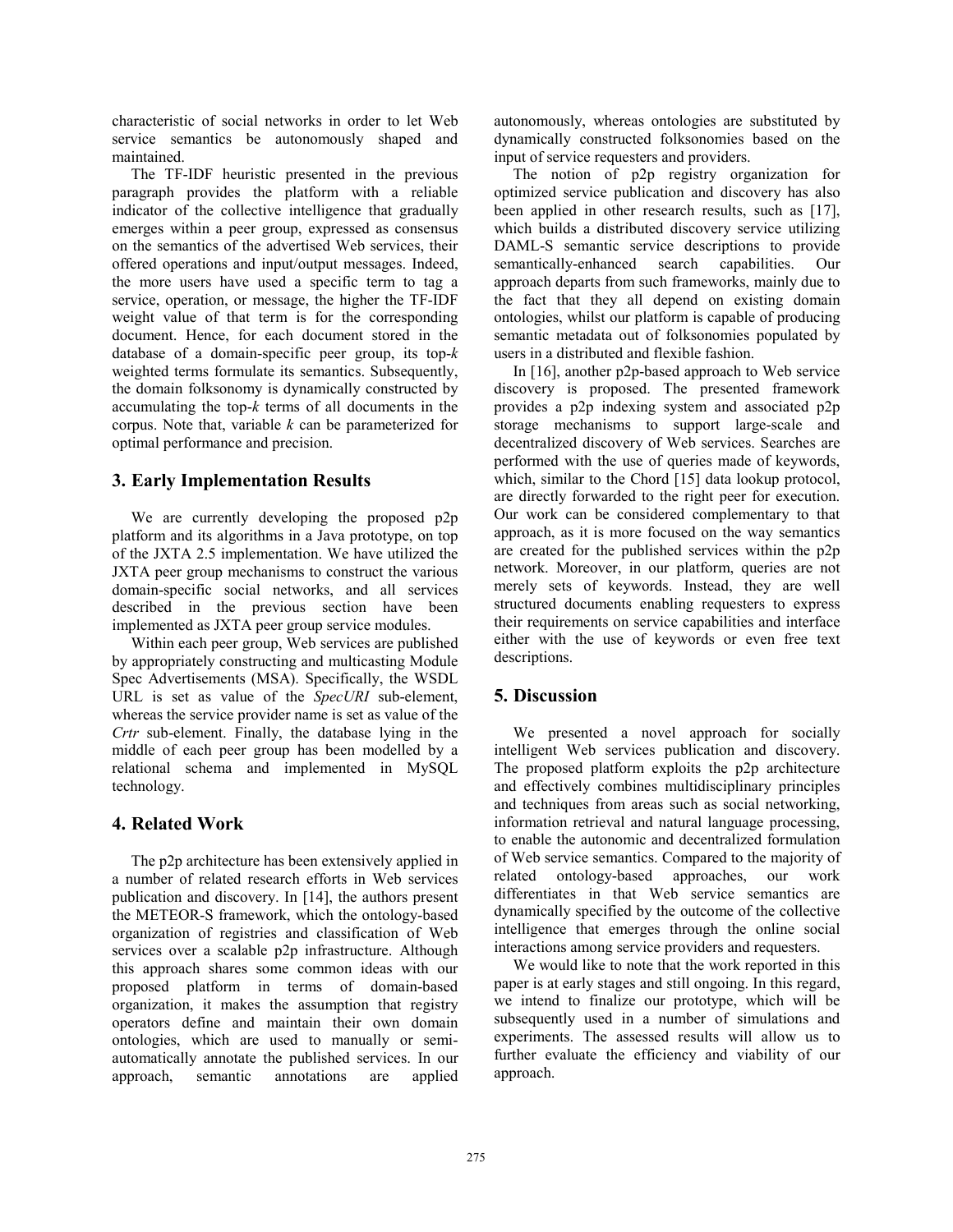characteristic of social networks in order to let Web service semantics be autonomously shaped and maintained.

The TF-IDF heuristic presented in the previous paragraph provides the platform with a reliable indicator of the collective intelligence that gradually emerges within a peer group, expressed as consensus on the semantics of the advertised Web services, their offered operations and input/output messages. Indeed, the more users have used a specific term to tag a service, operation, or message, the higher the TF-IDF weight value of that term is for the corresponding document. Hence, for each document stored in the database of a domain-specific peer group, its top-$k$ weighted terms formulate its semantics. Subsequently, the domain folksonomy is dynamically constructed by accumulating the top-$k$ terms of all documents in the corpus. Note that, variable $k$ can be parameterized for optimal performance and precision.

## 3. Early Implementation Results

We are currently developing the proposed p2p platform and its algorithms in a Java prototype, on top of the JXTA 2.5 implementation. We have utilized the JXTA peer group mechanisms to construct the various domain-specific social networks, and all services described in the previous section have been implemented as JXTA peer group service modules.

Within each peer group, Web services are published by appropriately constructing and multicasting Module Spec Advertisements (MSA). Specifically, the WSDL URL is set as value of the *SpecURI* sub-element, whereas the service provider name is set as value of the *Crtr* sub-element. Finally, the database lying in the middle of each peer group has been modelled by a relational schema and implemented in MySQL technology.

## 4. Related Work

The p2p architecture has been extensively applied in a number of related research efforts in Web services publication and discovery. In [14], the authors present the METEOR-S framework, which the ontology-based organization of registries and classification of Web services over a scalable p2p infrastructure. Although this approach shares some common ideas with our proposed platform in terms of domain-based organization, it makes the assumption that registry operators define and maintain their own domain ontologies, which are used to manually or semi-automatically annotate the published services. In our approach, semantic annotations are applied autonomously, whereas ontologies are substituted by dynamically constructed folksonomies based on the input of service requesters and providers.

The notion of p2p registry organization for optimized service publication and discovery has also been applied in other research results, such as [17], which builds a distributed discovery service utilizing DAML-S semantic service descriptions to provide semantically-enhanced search capabilities. Our approach departs from such frameworks, mainly due to the fact that they all depend on existing domain ontologies, whilst our platform is capable of producing semantic metadata out of folksonomies populated by users in a distributed and flexible fashion.

In [16], another p2p-based approach to Web service discovery is proposed. The presented framework provides a p2p indexing system and associated p2p storage mechanisms to support large-scale and decentralized discovery of Web services. Searches are performed with the use of queries made of keywords, which, similar to the Chord [15] data lookup protocol, are directly forwarded to the right peer for execution. Our work can be considered complementary to that approach, as it is more focused on the way semantics are created for the published services within the p2p network. Moreover, in our platform, queries are not merely sets of keywords. Instead, they are well structured documents enabling requesters to express their requirements on service capabilities and interface either with the use of keywords or even free text descriptions.

## 5. Discussion

We presented a novel approach for socially intelligent Web services publication and discovery. The proposed platform exploits the p2p architecture and effectively combines multidisciplinary principles and techniques from areas such as social networking, information retrieval and natural language processing, to enable the autonomic and decentralized formulation of Web service semantics. Compared to the majority of related ontology-based approaches, our work differentiates in that Web service semantics are dynamically specified by the outcome of the collective intelligence that emerges through the online social interactions among service providers and requesters.

We would like to note that the work reported in this paper is at early stages and still ongoing. In this regard, we intend to finalize our prototype, which will be subsequently used in a number of simulations and experiments. The assessed results will allow us to further evaluate the efficiency and viability of our approach.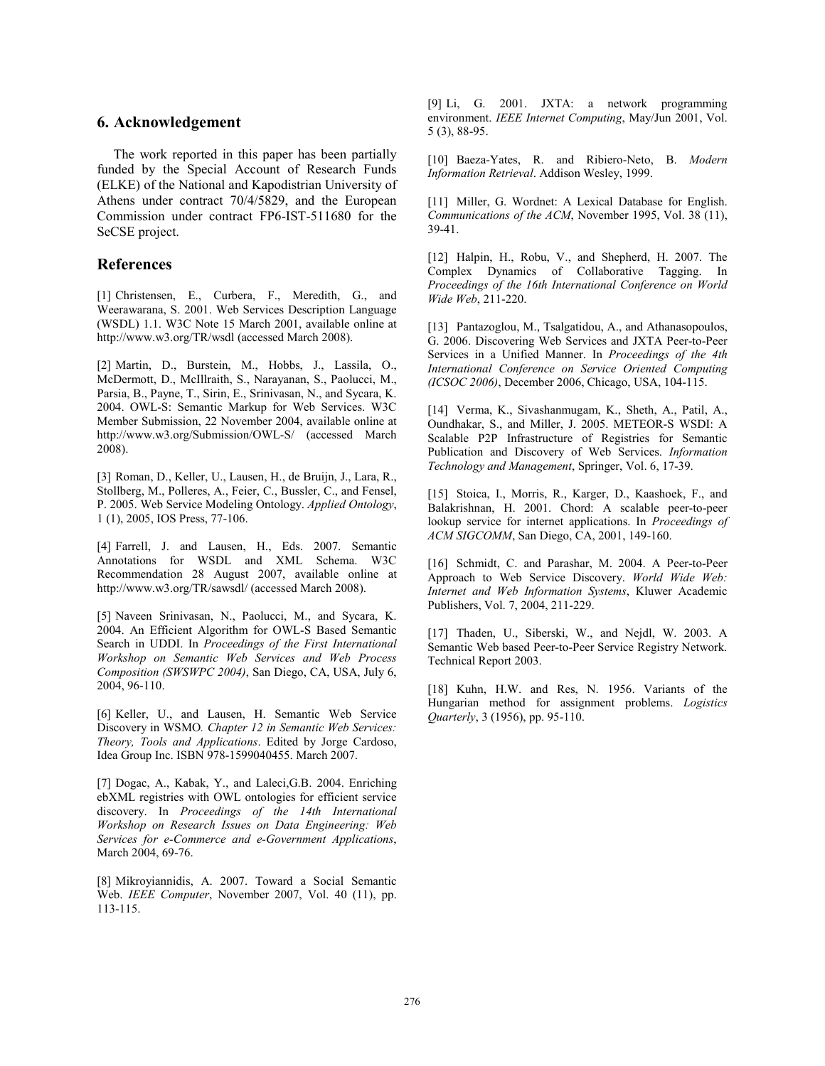## 6. Acknowledgement

The work reported in this paper has been partially funded by the Special Account of Research Funds (ELKE) of the National and Kapodistrian University of Athens under contract 70/4/5829, and the European Commission under contract FP6-IST-511680 for the SeCSE project.

## References

[1] Christensen, E., Curbera, F., Meredith, G., and Weerawarana, S. 2001. Web Services Description Language (WSDL) 1.1. W3C Note 15 March 2001, available online at http://www.w3.org/TR/wsdl (accessed March 2008).

[2] Martin, D., Burstein, M., Hobbs, J., Lassila, O., McDermott, D., McIllraith, S., Narayanan, S., Paolucci, M., Parsia, B., Payne, T., Sirin, E., Srinivasan, N., and Sycara, K. 2004. OWL-S: Semantic Markup for Web Services. W3C Member Submission, 22 November 2004, available online at http://www.w3.org/Submission/OWL-S/ (accessed March 2008).

[3] Roman, D., Keller, U., Lausen, H., de Bruijn, J., Lara, R., Stollberg, M., Polleres, A., Feier, C., Bussler, C., and Fensel, P. 2005. Web Service Modeling Ontology. *Applied Ontology*, 1 (1), 2005, IOS Press, 77-106.

[4] Farrell, J. and Lausen, H., Eds. 2007. Semantic Annotations for WSDL and XML Schema. W3C Recommendation 28 August 2007, available online at http://www.w3.org/TR/sawsdl/ (accessed March 2008).

[5] Naveen Srinivasan, N., Paolucci, M., and Sycara, K. 2004. An Efficient Algorithm for OWL-S Based Semantic Search in UDDI. In *Proceedings of the First International Workshop on Semantic Web Services and Web Process Composition (SWSWPC 2004)*, San Diego, CA, USA, July 6, 2004, 96-110.

[6] Keller, U., and Lausen, H. Semantic Web Service Discovery in WSMO*. Chapter 12 in Semantic Web Services: Theory, Tools and Applications*. Edited by Jorge Cardoso, Idea Group Inc. ISBN 978-1599040455. March 2007.

[7] Dogac, A., Kabak, Y., and Laleci,G.B. 2004. Enriching ebXML registries with OWL ontologies for efficient service discovery. In *Proceedings of the 14th International Workshop on Research Issues on Data Engineering: Web Services for e-Commerce and e-Government Applications*, March 2004, 69-76.

[8] Mikroyiannidis, A. 2007. Toward a Social Semantic Web. *IEEE Computer*, November 2007, Vol. 40 (11), pp. 113-115.

[9] Li, G. 2001. JXTA: a network programming environment. *IEEE Internet Computing*, May/Jun 2001, Vol. 5 (3), 88-95.

[10] Baeza-Yates, R. and Ribiero-Neto, B. *Modern Information Retrieval*. Addison Wesley, 1999.

[11] Miller, G. Wordnet: A Lexical Database for English. *Communications of the ACM*, November 1995, Vol. 38 (11), 39-41.

[12] Halpin, H., Robu, V., and Shepherd, H. 2007. The Complex Dynamics of Collaborative Tagging. In *Proceedings of the 16th International Conference on World Wide Web*, 211-220.

[13] Pantazoglou, M., Tsalgatidou, A., and Athanasopoulos, G. 2006. Discovering Web Services and JXTA Peer-to-Peer Services in a Unified Manner. In *Proceedings of the 4th International Conference on Service Oriented Computing (ICSOC 2006)*, December 2006, Chicago, USA, 104-115.

[14] Verma, K., Sivashanmugam, K., Sheth, A., Patil, A., Oundhakar, S., and Miller, J. 2005. METEOR-S WSDI: A Scalable P2P Infrastructure of Registries for Semantic Publication and Discovery of Web Services. *Information Technology and Management*, Springer, Vol. 6, 17-39.

[15] Stoica, I., Morris, R., Karger, D., Kaashoek, F., and Balakrishnan, H. 2001. Chord: A scalable peer-to-peer lookup service for internet applications. In *Proceedings of ACM SIGCOMM*, San Diego, CA, 2001, 149-160.

[16] Schmidt, C. and Parashar, M. 2004. A Peer-to-Peer Approach to Web Service Discovery. *World Wide Web: Internet and Web Information Systems*, Kluwer Academic Publishers, Vol. 7, 2004, 211-229.

[17] Thaden, U., Siberski, W., and Nejdl, W. 2003. A Semantic Web based Peer-to-Peer Service Registry Network. Technical Report 2003.

[18] Kuhn, H.W. and Res, N. 1956. Variants of the Hungarian method for assignment problems. *Logistics Quarterly*, 3 (1956), pp. 95-110.